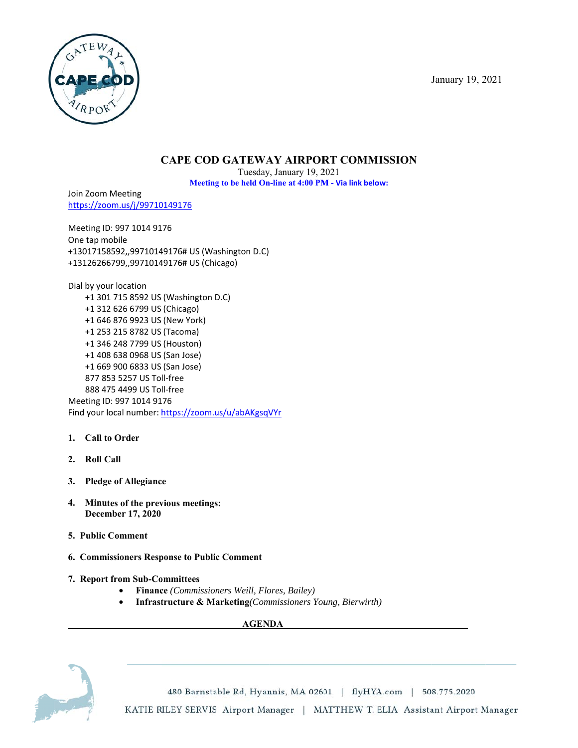January 19, 2021

# CAPE COD GATEWAY AIRPORT COMMISSION

Tuesday, January 19, 2021

**Meeting to be held On-line at 4:00 PM - Via link below:**

Join Zoom Meeting
https://zoom.us/j/99710149176

Meeting ID: 997 1014 9176
One tap mobile
+13017158592,,99710149176# US (Washington D.C)
+13126266799,,99710149176# US (Chicago)

Dial by your location
+1 301 715 8592 US (Washington D.C)
+1 312 626 6799 US (Chicago)
+1 646 876 9923 US (New York)
+1 253 215 8782 US (Tacoma)
+1 346 248 7799 US (Houston)
+1 408 638 0968 US (San Jose)
+1 669 900 6833 US (San Jose)
877 853 5257 US Toll-free
888 475 4499 US Toll-free
Meeting ID: 997 1014 9176
Find your local number: https://zoom.us/u/abAKgsqVYr

1. **Call to Order**
2. **Roll Call**
3. **Pledge of Allegiance**
4. **Minutes of the previous meetings:**
   **December 17, 2020**
5. **Public Comment**
6. **Commissioners Response to Public Comment**
7. **Report from Sub-Committees**
   - **Finance** *(Commissioners Weill, Flores, Bailey)*
   - **Infrastructure & Marketing** *(Commissioners Young, Bierwirth)*

## AGENDA

480 Barnstable Rd, Hyannis, MA 02601 | flyHYA.com | 508.775.2020

KATIE RILEY SERVIS Airport Manager | MATTHEW T. ELIA Assistant Airport Manager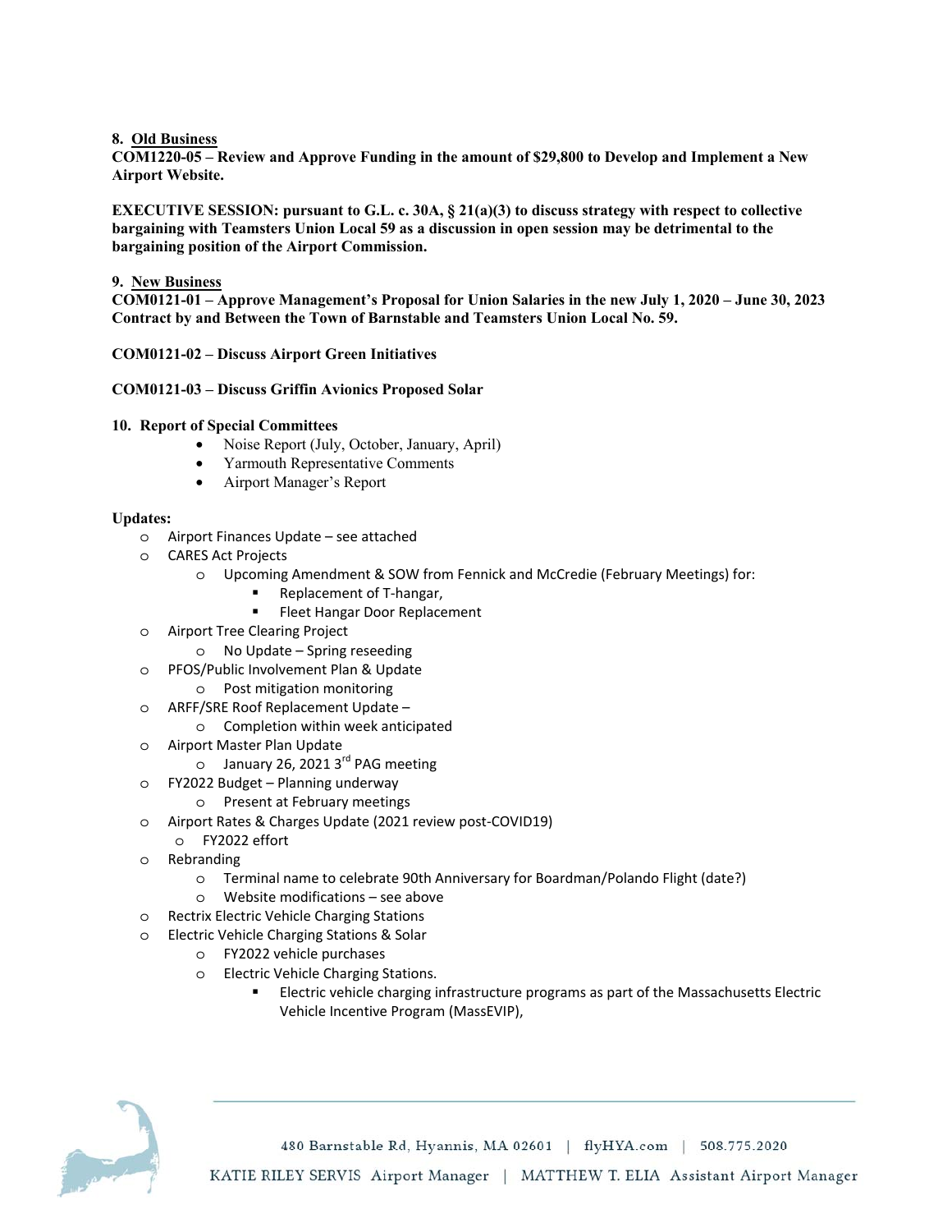**8. <u>Old Business</u>**
**COM1220-05 – Review and Approve Funding in the amount of $29,800 to Develop and Implement a New Airport Website.**

**EXECUTIVE SESSION: pursuant to G.L. c. 30A, § 21(a)(3) to discuss strategy with respect to collective bargaining with Teamsters Union Local 59 as a discussion in open session may be detrimental to the bargaining position of the Airport Commission.**

**9. <u>New Business</u>**
**COM0121-01 – Approve Management's Proposal for Union Salaries in the new July 1, 2020 – June 30, 2023 Contract by and Between the Town of Barnstable and Teamsters Union Local No. 59.**

**COM0121-02 – Discuss Airport Green Initiatives**

**COM0121-03 – Discuss Griffin Avionics Proposed Solar**

**10. Report of Special Committees**

- Noise Report (July, October, January, April)
- Yarmouth Representative Comments
- Airport Manager's Report

**Updates:**

- Airport Finances Update – see attached
- CARES Act Projects
  - Upcoming Amendment & SOW from Fennick and McCredie (February Meetings) for:
    - Replacement of T-hangar,
    - Fleet Hangar Door Replacement
- Airport Tree Clearing Project
  - No Update – Spring reseeding
- PFOS/Public Involvement Plan & Update
  - Post mitigation monitoring
- ARFF/SRE Roof Replacement Update –
  - Completion within week anticipated
- Airport Master Plan Update
  - January 26, 2021 3rd PAG meeting
- FY2022 Budget – Planning underway
  - Present at February meetings
- Airport Rates & Charges Update (2021 review post-COVID19)
  - FY2022 effort
- Rebranding
  - Terminal name to celebrate 90th Anniversary for Boardman/Polando Flight (date?)
  - Website modifications – see above
- Rectrix Electric Vehicle Charging Stations
- Electric Vehicle Charging Stations & Solar
  - FY2022 vehicle purchases
  - Electric Vehicle Charging Stations.
    - Electric vehicle charging infrastructure programs as part of the Massachusetts Electric Vehicle Incentive Program (MassEVIP),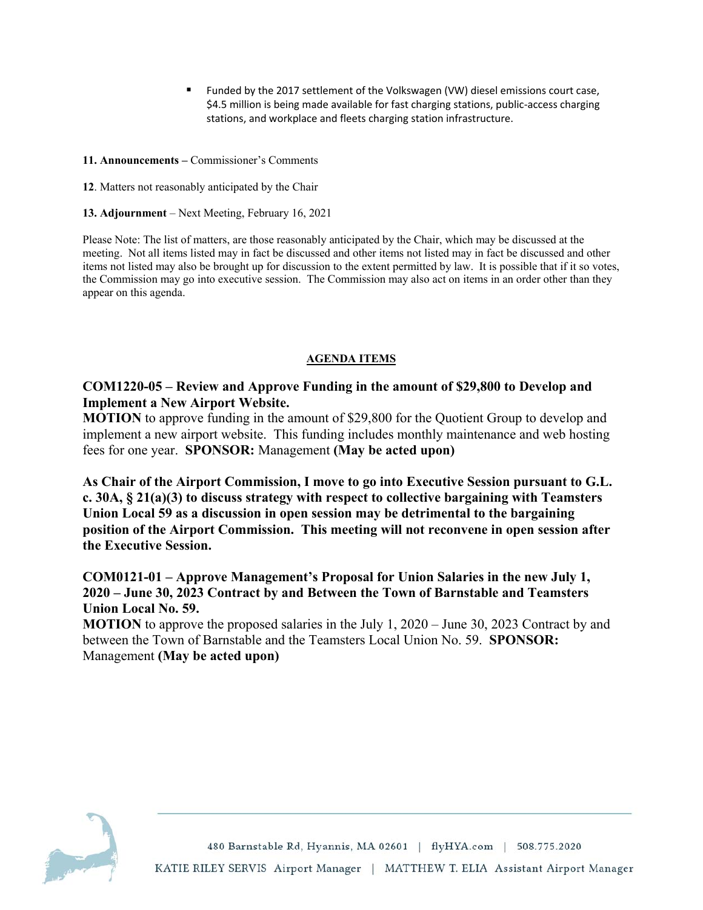- Funded by the 2017 settlement of the Volkswagen (VW) diesel emissions court case, $4.5 million is being made available for fast charging stations, public-access charging stations, and workplace and fleets charging station infrastructure.

**11. Announcements** – Commissioner's Comments

**12**. Matters not reasonably anticipated by the Chair

**13. Adjournment** – Next Meeting, February 16, 2021

Please Note: The list of matters, are those reasonably anticipated by the Chair, which may be discussed at the meeting. Not all items listed may in fact be discussed and other items not listed may in fact be discussed and other items not listed may also be brought up for discussion to the extent permitted by law. It is possible that if it so votes, the Commission may go into executive session. The Commission may also act on items in an order other than they appear on this agenda.

**AGENDA ITEMS**

**COM1220-05 – Review and Approve Funding in the amount of $29,800 to Develop and Implement a New Airport Website.**

**MOTION** to approve funding in the amount of $29,800 for the Quotient Group to develop and implement a new airport website. This funding includes monthly maintenance and web hosting fees for one year. **SPONSOR:** Management **(May be acted upon)**

**As Chair of the Airport Commission, I move to go into Executive Session pursuant to G.L. c. 30A, § 21(a)(3) to discuss strategy with respect to collective bargaining with Teamsters Union Local 59 as a discussion in open session may be detrimental to the bargaining position of the Airport Commission. This meeting will not reconvene in open session after the Executive Session.**

**COM0121-01 – Approve Management's Proposal for Union Salaries in the new July 1, 2020 – June 30, 2023 Contract by and Between the Town of Barnstable and Teamsters Union Local No. 59.**

**MOTION** to approve the proposed salaries in the July 1, 2020 – June 30, 2023 Contract by and between the Town of Barnstable and the Teamsters Local Union No. 59. **SPONSOR:** Management **(May be acted upon)**